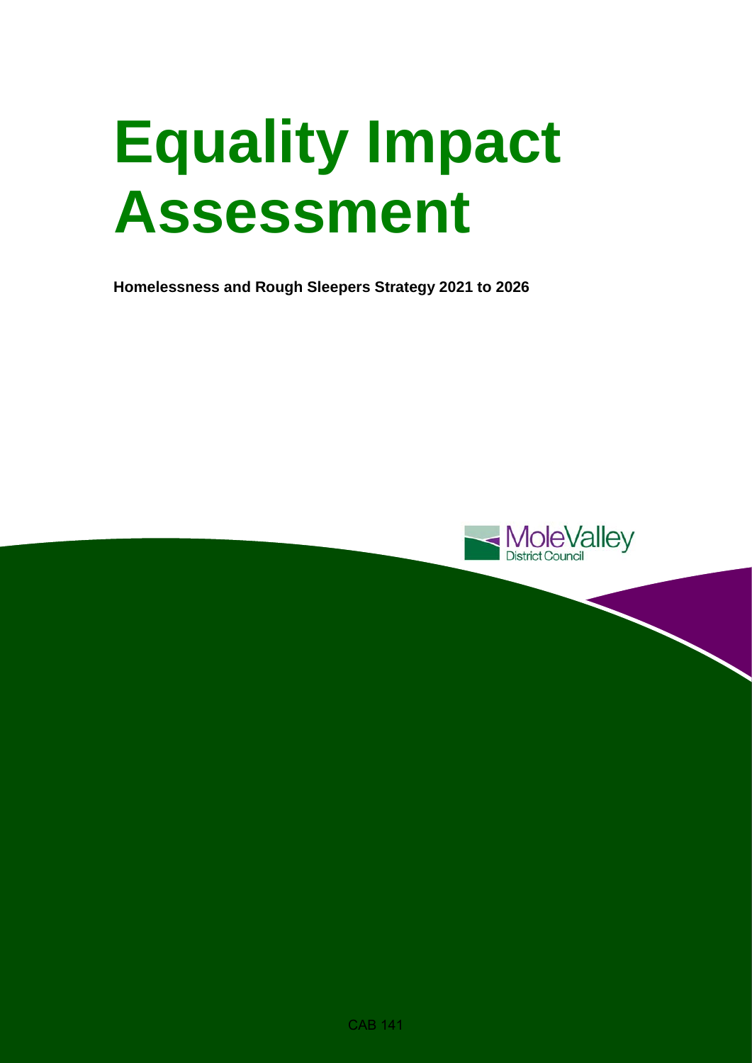# Equality Impact Assessment

**Homelessness and Rough Sleepers Strategy 2021 to 2026**

CAB 141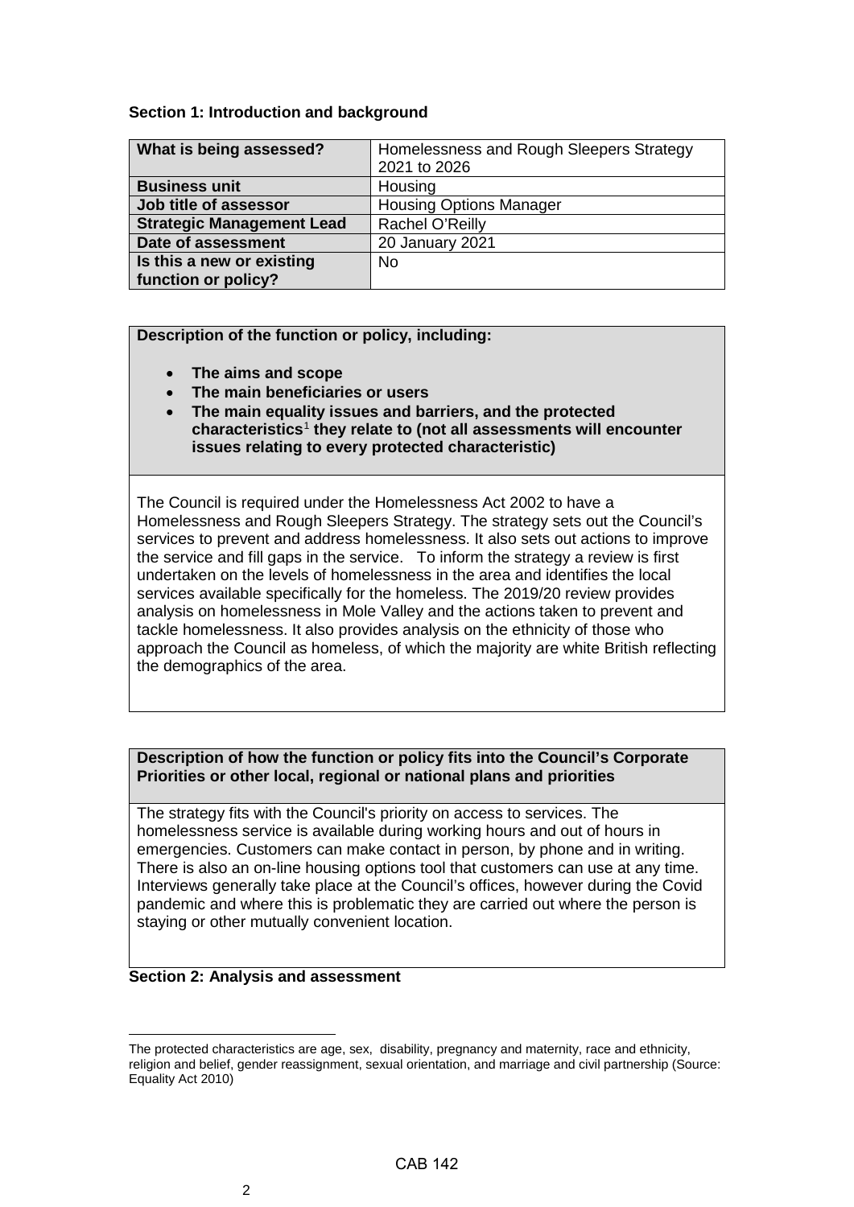**Section 1: Introduction and background**

| What is being assessed? | Homelessness and Rough Sleepers Strategy 2021 to 2026 |
|---|---|
| **Business unit** | Housing |
| **Job title of assessor** | Housing Options Manager |
| **Strategic Management Lead** | Rachel O'Reilly |
| **Date of assessment** | 20 January 2021 |
| **Is this a new or existing function or policy?** | No |

| Description of the function or policy, including:<br><br>• The aims and scope<br>• The main beneficiaries or users<br>• The main equality issues and barriers, and the protected characteristics[1] they relate to (not all assessments will encounter issues relating to every protected characteristic) |
|---|
| The Council is required under the Homelessness Act 2002 to have a Homelessness and Rough Sleepers Strategy. The strategy sets out the Council's services to prevent and address homelessness. It also sets out actions to improve the service and fill gaps in the service. To inform the strategy a review is first undertaken on the levels of homelessness in the area and identifies the local services available specifically for the homeless. The 2019/20 review provides analysis on homelessness in Mole Valley and the actions taken to prevent and tackle homelessness. It also provides analysis on the ethnicity of those who approach the Council as homeless, of which the majority are white British reflecting the demographics of the area. |

| Description of how the function or policy fits into the Council's Corporate Priorities or other local, regional or national plans and priorities |
|---|
| The strategy fits with the Council's priority on access to services. The homelessness service is available during working hours and out of hours in emergencies. Customers can make contact in person, by phone and in writing. There is also an on-line housing options tool that customers can use at any time. Interviews generally take place at the Council's offices, however during the Covid pandemic and where this is problematic they are carried out where the person is staying or other mutually convenient location. |

**Section 2: Analysis and assessment**

[1] The protected characteristics are age, sex, disability, pregnancy and maternity, race and ethnicity, religion and belief, gender reassignment, sexual orientation, and marriage and civil partnership (Source: Equality Act 2010)

CAB 142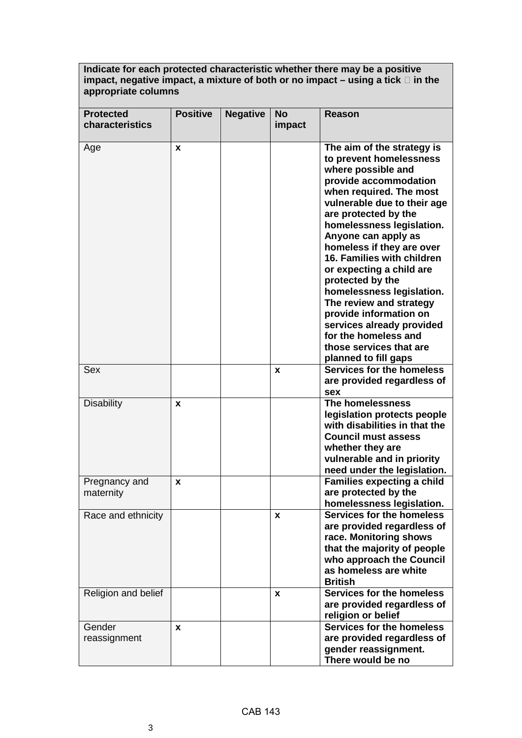| **Indicate for each protected characteristic whether there may be a positive impact, negative impact, a mixture of both or no impact – using a tick  in the appropriate columns** | | | | |
|---|---|---|---|---|
| **Protected characteristics** | **Positive** | **Negative** | **No impact** | **Reason** |
| Age | x | | | **The aim of the strategy is to prevent homelessness where possible and provide accommodation when required. The most vulnerable due to their age are protected by the homelessness legislation. Anyone can apply as homeless if they are over 16. Families with children or expecting a child are protected by the homelessness legislation. The review and strategy provide information on services already provided for the homeless and those services that are planned to fill gaps** |
| Sex | | | x | **Services for the homeless are provided regardless of sex** |
| Disability | x | | | **The homelessness legislation protects people with disabilities in that the Council must assess whether they are vulnerable and in priority need under the legislation.** |
| Pregnancy and maternity | x | | | **Families expecting a child are protected by the homelessness legislation.** |
| Race and ethnicity | | | x | **Services for the homeless are provided regardless of race. Monitoring shows that the majority of people who approach the Council as homeless are white British** |
| Religion and belief | | | x | **Services for the homeless are provided regardless of religion or belief** |
| Gender reassignment | x | | | **Services for the homeless are provided regardless of gender reassignment. There would be no** |

CAB 143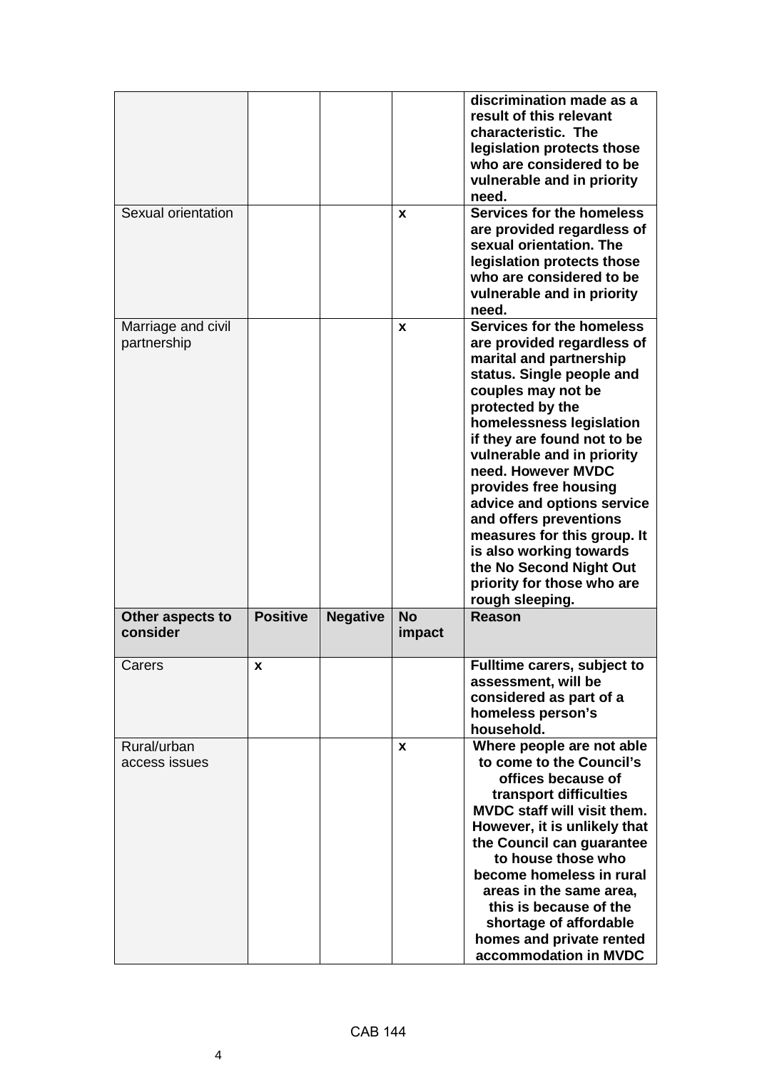| | | | | |
|---|---|---|---|---|
| | | | | **discrimination made as a result of this relevant characteristic. The legislation protects those who are considered to be vulnerable and in priority need.** |
| Sexual orientation | | | **x** | **Services for the homeless are provided regardless of sexual orientation. The legislation protects those who are considered to be vulnerable and in priority need.** |
| Marriage and civil partnership | | | **x** | **Services for the homeless are provided regardless of marital and partnership status. Single people and couples may not be protected by the homelessness legislation if they are found not to be vulnerable and in priority need. However MVDC provides free housing advice and options service and offers preventions measures for this group. It is also working towards the No Second Night Out priority for those who are rough sleeping.** |
| **Other aspects to consider** | **Positive** | **Negative** | **No impact** | **Reason** |
| Carers | **x** | | | **Fulltime carers, subject to assessment, will be considered as part of a homeless person's household.** |
| Rural/urban access issues | | | **x** | **Where people are not able to come to the Council's offices because of transport difficulties MVDC staff will visit them. However, it is unlikely that the Council can guarantee to house those who become homeless in rural areas in the same area, this is because of the shortage of affordable homes and private rented accommodation in MVDC** |

CAB 144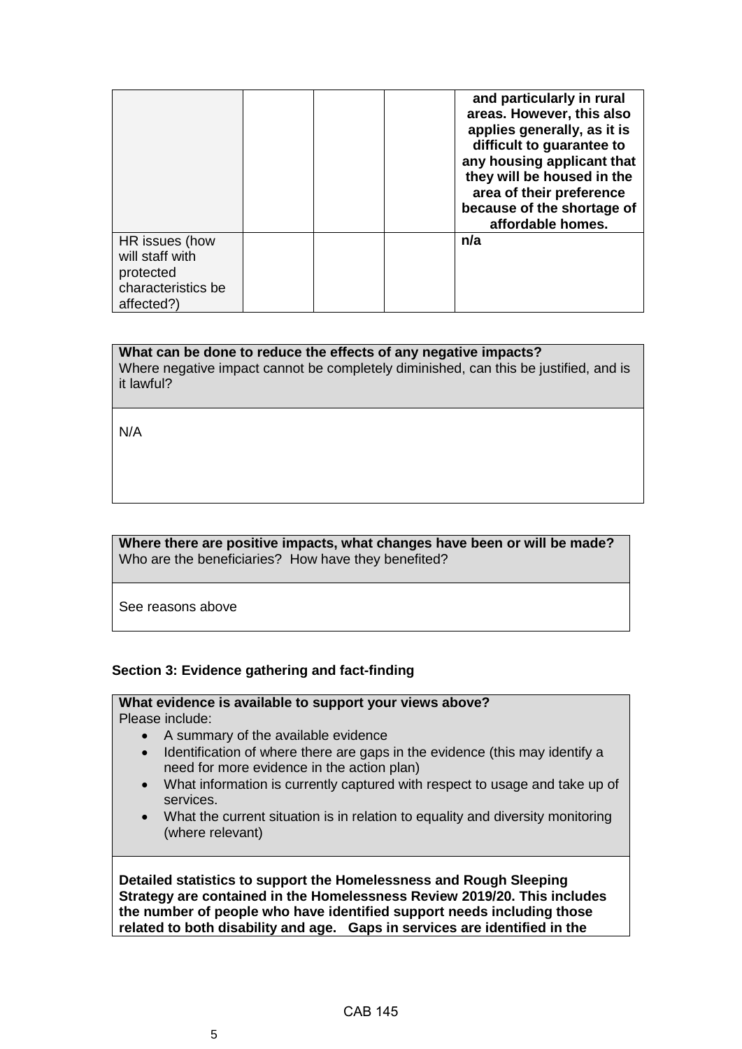|  |  |  |  | **and particularly in rural areas. However, this also applies generally, as it is difficult to guarantee to any housing applicant that they will be housed in the area of their preference because of the shortage of affordable homes.** |
|---|---|---|---|---|
| HR issues (how will staff with protected characteristics be affected?) |  |  |  | **n/a** |

| **What can be done to reduce the effects of any negative impacts?** Where negative impact cannot be completely diminished, can this be justified, and is it lawful? |
|---|
| N/A |

| **Where there are positive impacts, what changes have been or will be made?** Who are the beneficiaries? How have they benefited? |
|---|
| See reasons above |

**Section 3: Evidence gathering and fact-finding**

| **What evidence is available to support your views above?** Please include: <br>• A summary of the available evidence <br>• Identification of where there are gaps in the evidence (this may identify a need for more evidence in the action plan) <br>• What information is currently captured with respect to usage and take up of services. <br>• What the current situation is in relation to equality and diversity monitoring (where relevant) |
|---|
| **Detailed statistics to support the Homelessness and Rough Sleeping Strategy are contained in the Homelessness Review 2019/20. This includes the number of people who have identified support needs including those related to both disability and age. Gaps in services are identified in the** |

CAB 145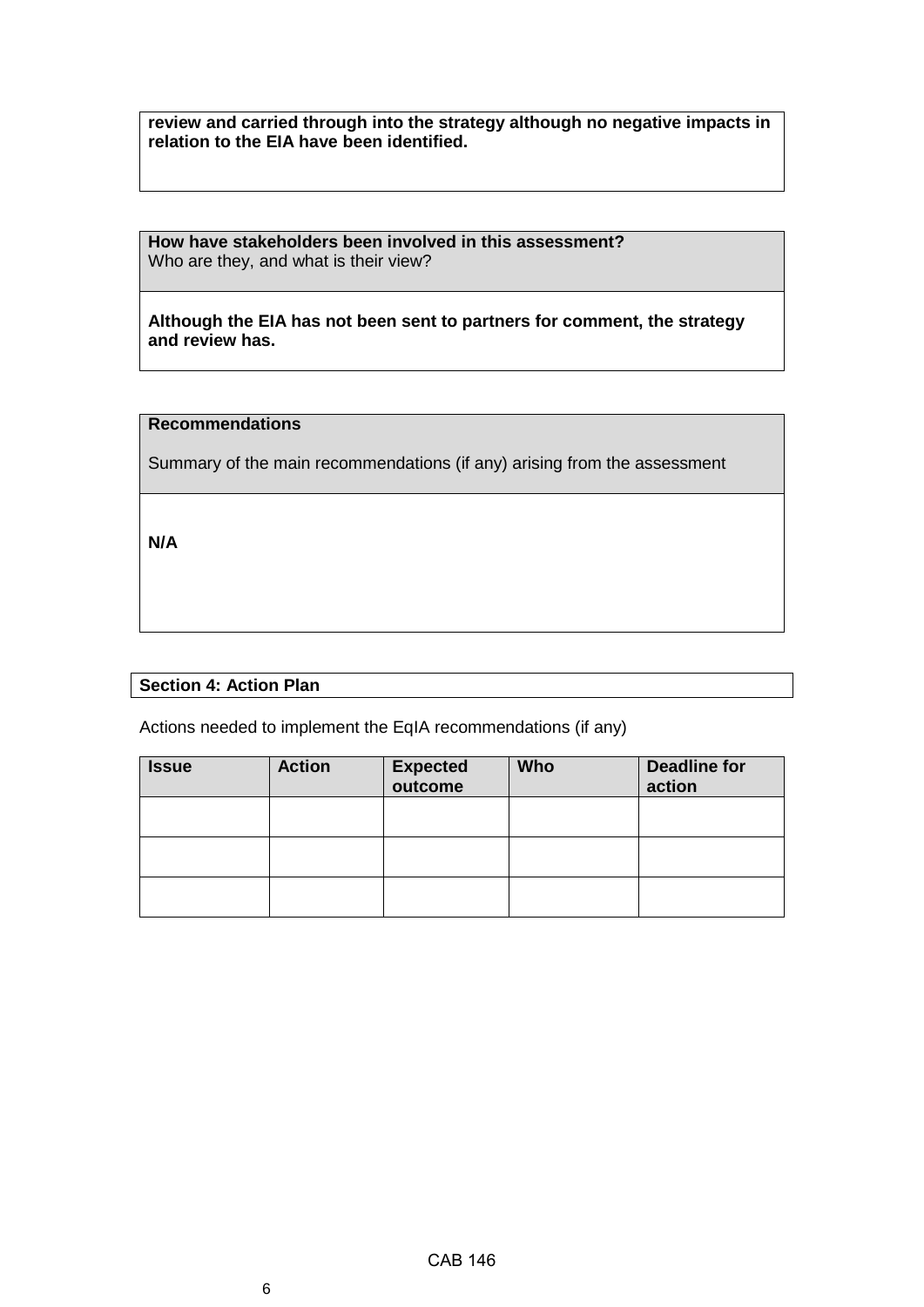**review and carried through into the strategy although no negative impacts in relation to the EIA have been identified.**

**How have stakeholders been involved in this assessment?**
Who are they, and what is their view?

**Although the EIA has not been sent to partners for comment, the strategy and review has.**

**Recommendations**

Summary of the main recommendations (if any) arising from the assessment

**N/A**

**Section 4: Action Plan**

Actions needed to implement the EqIA recommendations (if any)

| Issue | Action | Expected outcome | Who | Deadline for action |
|---|---|---|---|---|
| | | | | |
| | | | | |
| | | | | |

CAB 146